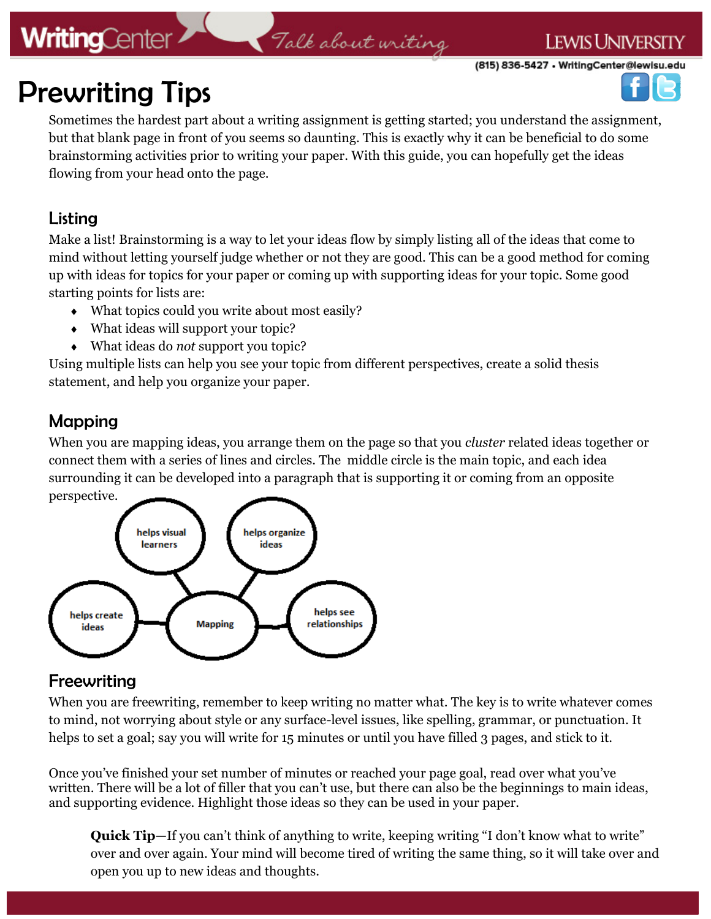# Prewriting Tips

Sometimes the hardest part about a writing assignment is getting started; you understand the assignment, but that blank page in front of you seems so daunting. This is exactly why it can be beneficial to do some brainstorming activities prior to writing your paper. With this guide, you can hopefully get the ideas flowing from your head onto the page.

## Listing

Make a list! Brainstorming is a way to let your ideas flow by simply listing all of the ideas that come to mind without letting yourself judge whether or not they are good. This can be a good method for coming up with ideas for topics for your paper or coming up with supporting ideas for your topic. Some good starting points for lists are:

- What topics could you write about most easily?
- What ideas will support your topic?
- What ideas do *not* support you topic?

Using multiple lists can help you see your topic from different perspectives, create a solid thesis statement, and help you organize your paper.

## Mapping

When you are mapping ideas, you arrange them on the page so that you *cluster* related ideas together or connect them with a series of lines and circles. The middle circle is the main topic, and each idea surrounding it can be developed into a paragraph that is supporting it or coming from an opposite perspective.

helps visual learners — helps organize ideas — helps create ideas — Mapping — helps see relationships

## Freewriting

When you are freewriting, remember to keep writing no matter what. The key is to write whatever comes to mind, not worrying about style or any surface-level issues, like spelling, grammar, or punctuation. It helps to set a goal; say you will write for 15 minutes or until you have filled 3 pages, and stick to it.

Once you've finished your set number of minutes or reached your page goal, read over what you've written. There will be a lot of filler that you can't use, but there can also be the beginnings to main ideas, and supporting evidence. Highlight those ideas so they can be used in your paper.

> **Quick Tip**—If you can't think of anything to write, keeping writing "I don't know what to write" over and over again. Your mind will become tired of writing the same thing, so it will take over and open you up to new ideas and thoughts.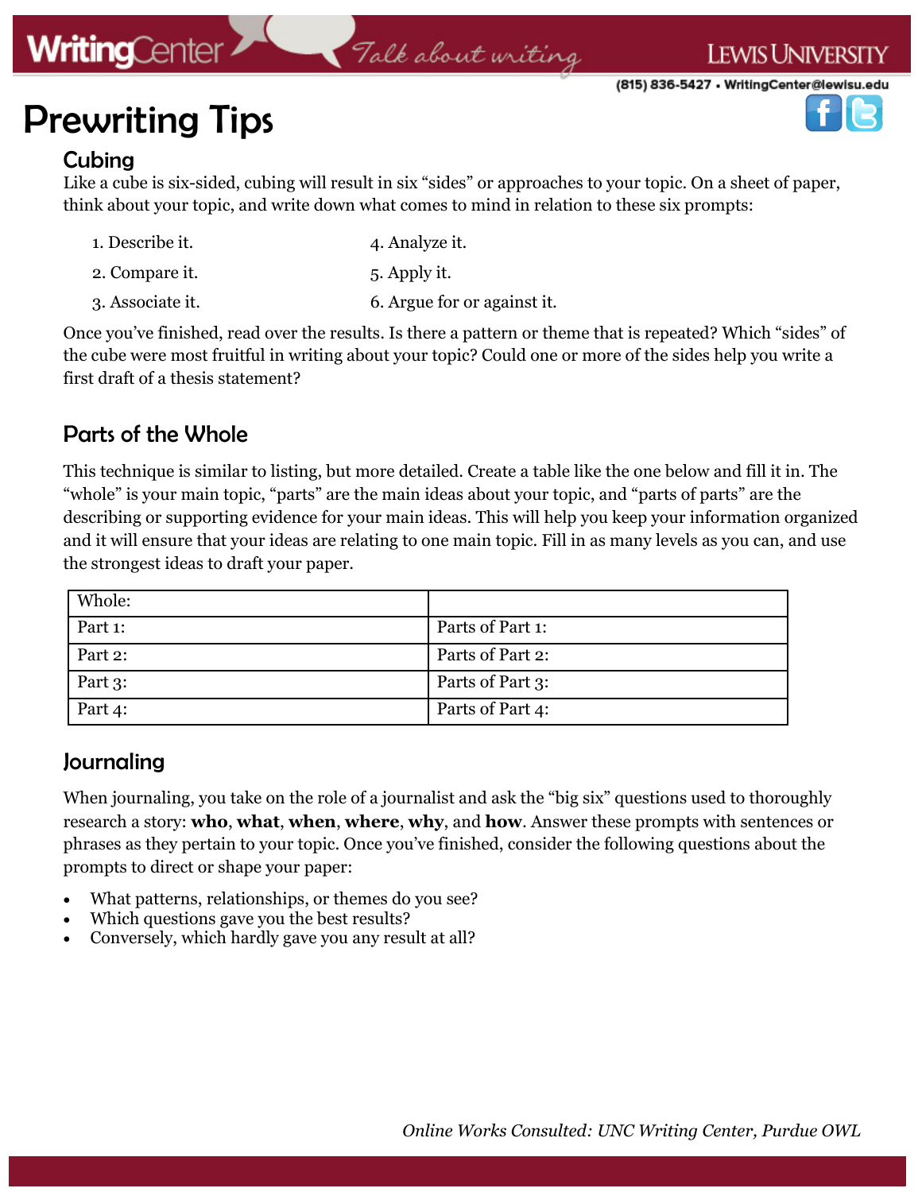# Prewriting Tips

## Cubing

Like a cube is six-sided, cubing will result in six "sides" or approaches to your topic. On a sheet of paper, think about your topic, and write down what comes to mind in relation to these six prompts:

1. Describe it.
2. Compare it.
3. Associate it.
4. Analyze it.
5. Apply it.
6. Argue for or against it.

Once you've finished, read over the results. Is there a pattern or theme that is repeated? Which "sides" of the cube were most fruitful in writing about your topic? Could one or more of the sides help you write a first draft of a thesis statement?

## Parts of the Whole

This technique is similar to listing, but more detailed. Create a table like the one below and fill it in. The "whole" is your main topic, "parts" are the main ideas about your topic, and "parts of parts" are the describing or supporting evidence for your main ideas. This will help you keep your information organized and it will ensure that your ideas are relating to one main topic. Fill in as many levels as you can, and use the strongest ideas to draft your paper.

| | |
|---|---|
| Whole: | |
| Part 1: | Parts of Part 1: |
| Part 2: | Parts of Part 2: |
| Part 3: | Parts of Part 3: |
| Part 4: | Parts of Part 4: |

## Journaling

When journaling, you take on the role of a journalist and ask the "big six" questions used to thoroughly research a story: **who**, **what**, **when**, **where**, **why**, and **how**. Answer these prompts with sentences or phrases as they pertain to your topic. Once you've finished, consider the following questions about the prompts to direct or shape your paper:

- What patterns, relationships, or themes do you see?
- Which questions gave you the best results?
- Conversely, which hardly gave you any result at all?

*Online Works Consulted: UNC Writing Center, Purdue OWL*